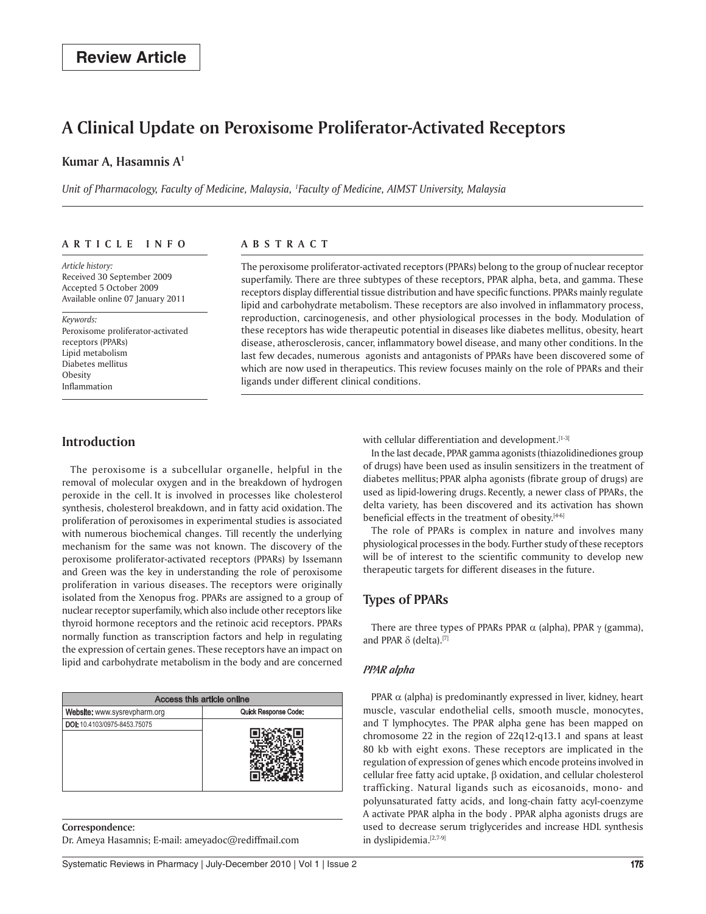**Review Article**

# A Clinical Update on Peroxisome Proliferator-Activated Receptors

**Kumar A, Hasamnis A[1]**

*Unit of Pharmacology, Faculty of Medicine, Malaysia, [1]Faculty of Medicine, AIMST University, Malaysia*

**ARTICLE INFO**

*Article history:*
Received 30 September 2009
Accepted 5 October 2009
Available online 07 January 2011

*Keywords:*
Peroxisome proliferator-activated receptors (PPARs)
Lipid metabolism
Diabetes mellitus
Obesity
Inflammation

**ABSTRACT**

The peroxisome proliferator-activated receptors (PPARs) belong to the group of nuclear receptor superfamily. There are three subtypes of these receptors, PPAR alpha, beta, and gamma. These receptors display differential tissue distribution and have specific functions. PPARs mainly regulate lipid and carbohydrate metabolism. These receptors are also involved in inflammatory process, reproduction, carcinogenesis, and other physiological processes in the body. Modulation of these receptors has wide therapeutic potential in diseases like diabetes mellitus, obesity, heart disease, atherosclerosis, cancer, inflammatory bowel disease, and many other conditions. In the last few decades, numerous agonists and antagonists of PPARs have been discovered some of which are now used in therapeutics. This review focuses mainly on the role of PPARs and their ligands under different clinical conditions.

## Introduction

The peroxisome is a subcellular organelle, helpful in the removal of molecular oxygen and in the breakdown of hydrogen peroxide in the cell. It is involved in processes like cholesterol synthesis, cholesterol breakdown, and in fatty acid oxidation. The proliferation of peroxisomes in experimental studies is associated with numerous biochemical changes. Till recently the underlying mechanism for the same was not known. The discovery of the peroxisome proliferator-activated receptors (PPARs) by Issemann and Green was the key in understanding the role of peroxisome proliferation in various diseases. The receptors were originally isolated from the Xenopus frog. PPARs are assigned to a group of nuclear receptor superfamily, which also include other receptors like thyroid hormone receptors and the retinoic acid receptors. PPARs normally function as transcription factors and help in regulating the expression of certain genes. These receptors have an impact on lipid and carbohydrate metabolism in the body and are concerned with cellular differentiation and development.[1-3]

| Access this article online | |
|---|---|
| Website: www.sysrevpharm.org | Quick Response Code: |
| DOI: 10.4103/0975-8453.75075 | |

**Correspondence:**
Dr. Ameya Hasamnis; E-mail: ameyadoc@rediffmail.com

In the last decade, PPAR gamma agonists (thiazolidinediones group of drugs) have been used as insulin sensitizers in the treatment of diabetes mellitus; PPAR alpha agonists (fibrate group of drugs) are used as lipid-lowering drugs. Recently, a newer class of PPARs, the delta variety, has been discovered and its activation has shown beneficial effects in the treatment of obesity.[4-6]

The role of PPARs is complex in nature and involves many physiological processes in the body. Further study of these receptors will be of interest to the scientific community to develop new therapeutic targets for different diseases in the future.

## Types of PPARs

There are three types of PPARs PPAR $\alpha$ (alpha), PPAR $\gamma$ (gamma), and PPAR $\delta$ (delta).[7]

### *PPAR alpha*

PPAR $\alpha$ (alpha) is predominantly expressed in liver, kidney, heart muscle, vascular endothelial cells, smooth muscle, monocytes, and T lymphocytes. The PPAR alpha gene has been mapped on chromosome 22 in the region of 22q12-q13.1 and spans at least 80 kb with eight exons. These receptors are implicated in the regulation of expression of genes which encode proteins involved in cellular free fatty acid uptake, $\beta$ oxidation, and cellular cholesterol trafficking. Natural ligands such as eicosanoids, mono- and polyunsaturated fatty acids, and long-chain fatty acyl-coenzyme A activate PPAR alpha in the body . PPAR alpha agonists drugs are used to decrease serum triglycerides and increase HDL synthesis in dyslipidemia.[2,7-9]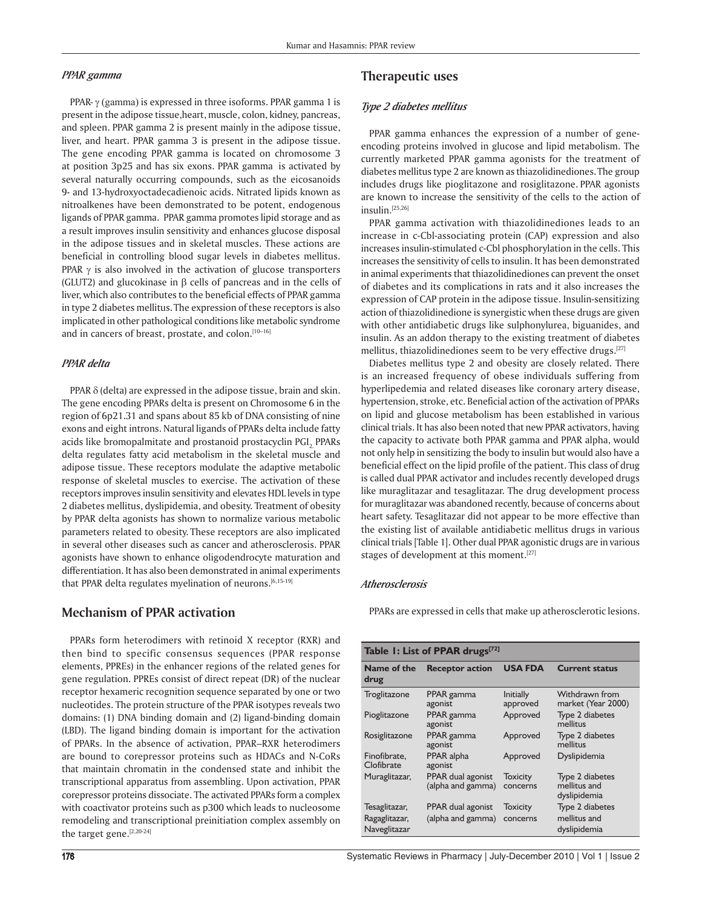### *PPAR gamma*

PPAR- γ (gamma) is expressed in three isoforms. PPAR gamma 1 is present in the adipose tissue,heart, muscle, colon, kidney, pancreas, and spleen. PPAR gamma 2 is present mainly in the adipose tissue, liver, and heart. PPAR gamma 3 is present in the adipose tissue. The gene encoding PPAR gamma is located on chromosome 3 at position 3p25 and has six exons. PPAR gamma is activated by several naturally occurring compounds, such as the eicosanoids 9- and 13-hydroxyoctadecadienoic acids. Nitrated lipids known as nitroalkenes have been demonstrated to be potent, endogenous ligands of PPAR gamma. PPAR gamma promotes lipid storage and as a result improves insulin sensitivity and enhances glucose disposal in the adipose tissues and in skeletal muscles. These actions are beneficial in controlling blood sugar levels in diabetes mellitus. PPAR γ is also involved in the activation of glucose transporters (GLUT2) and glucokinase in β cells of pancreas and in the cells of liver, which also contributes to the beneficial effects of PPAR gamma in type 2 diabetes mellitus. The expression of these receptors is also implicated in other pathological conditions like metabolic syndrome and in cancers of breast, prostate, and colon.[10–16]

### *PPAR delta*

PPAR δ (delta) are expressed in the adipose tissue, brain and skin. The gene encoding PPARs delta is present on Chromosome 6 in the region of 6p21.31 and spans about 85 kb of DNA consisting of nine exons and eight introns. Natural ligands of PPARs delta include fatty acids like bromopalmitate and prostanoid prostacyclin $PGI_2$. PPARs delta regulates fatty acid metabolism in the skeletal muscle and adipose tissue. These receptors modulate the adaptive metabolic response of skeletal muscles to exercise. The activation of these receptors improves insulin sensitivity and elevates HDL levels in type 2 diabetes mellitus, dyslipidemia, and obesity. Treatment of obesity by PPAR delta agonists has shown to normalize various metabolic parameters related to obesity. These receptors are also implicated in several other diseases such as cancer and atherosclerosis. PPAR agonists have shown to enhance oligodendrocyte maturation and differentiation. It has also been demonstrated in animal experiments that PPAR delta regulates myelination of neurons.[6,15-19]

## Mechanism of PPAR activation

PPARs form heterodimers with retinoid X receptor (RXR) and then bind to specific consensus sequences (PPAR response elements, PPREs) in the enhancer regions of the related genes for gene regulation. PPREs consist of direct repeat (DR) of the nuclear receptor hexameric recognition sequence separated by one or two nucleotides. The protein structure of the PPAR isotypes reveals two domains: (1) DNA binding domain and (2) ligand-binding domain (LBD). The ligand binding domain is important for the activation of PPARs. In the absence of activation, PPAR–RXR heterodimers are bound to corepressor proteins such as HDACs and N-CoRs that maintain chromatin in the condensed state and inhibit the transcriptional apparatus from assembling. Upon activation, PPAR corepressor proteins dissociate. The activated PPARs form a complex with coactivator proteins such as p300 which leads to nucleosome remodeling and transcriptional preinitiation complex assembly on the target gene.[2,20-24]

## Therapeutic uses

### *Type 2 diabetes mellitus*

PPAR gamma enhances the expression of a number of gene-encoding proteins involved in glucose and lipid metabolism. The currently marketed PPAR gamma agonists for the treatment of diabetes mellitus type 2 are known as thiazolidinediones. The group includes drugs like pioglitazone and rosiglitazone. PPAR agonists are known to increase the sensitivity of the cells to the action of insulin.[25,26]

PPAR gamma activation with thiazolidinediones leads to an increase in c-Cbl-associating protein (CAP) expression and also increases insulin-stimulated c-Cbl phosphorylation in the cells. This increases the sensitivity of cells to insulin. It has been demonstrated in animal experiments that thiazolidinediones can prevent the onset of diabetes and its complications in rats and it also increases the expression of CAP protein in the adipose tissue. Insulin-sensitizing action of thiazolidinedione is synergistic when these drugs are given with other antidiabetic drugs like sulphonylurea, biguanides, and insulin. As an addon therapy to the existing treatment of diabetes mellitus, thiazolidinediones seem to be very effective drugs.[27]

Diabetes mellitus type 2 and obesity are closely related. There is an increased frequency of obese individuals suffering from hyperlipedemia and related diseases like coronary artery disease, hypertension, stroke, etc. Beneficial action of the activation of PPARs on lipid and glucose metabolism has been established in various clinical trials. It has also been noted that new PPAR activators, having the capacity to activate both PPAR gamma and PPAR alpha, would not only help in sensitizing the body to insulin but would also have a beneficial effect on the lipid profile of the patient. This class of drug is called dual PPAR activator and includes recently developed drugs like muraglitazar and tesaglitazar. The drug development process for muraglitazar was abandoned recently, because of concerns about heart safety. Tesaglitazar did not appear to be more effective than the existing list of available antidiabetic mellitus drugs in various clinical trials [Table 1]. Other dual PPAR agonistic drugs are in various stages of development at this moment.[27]

### *Atherosclerosis*

PPARs are expressed in cells that make up atherosclerotic lesions.

**Table 1: List of PPAR drugs[72]**

| Name of the drug | Receptor action | USA FDA | Current status |
|---|---|---|---|
| Troglitazone | PPAR gamma agonist | Initially approved | Withdrawn from market (Year 2000) |
| Pioglitazone | PPAR gamma agonist | Approved | Type 2 diabetes mellitus |
| Rosiglitazone | PPAR gamma agonist | Approved | Type 2 diabetes mellitus |
| Finofibrate, Clofibrate | PPAR alpha agonist | Approved | Dyslipidemia |
| Muraglitazar, | PPAR dual agonist (alpha and gamma) | Toxicity concerns | Type 2 diabetes mellitus and dyslipidemia |
| Tesaglitazar, Ragaglitazar, Naveglitazar | PPAR dual agonist (alpha and gamma) | Toxicity concerns | Type 2 diabetes mellitus and dyslipidemia |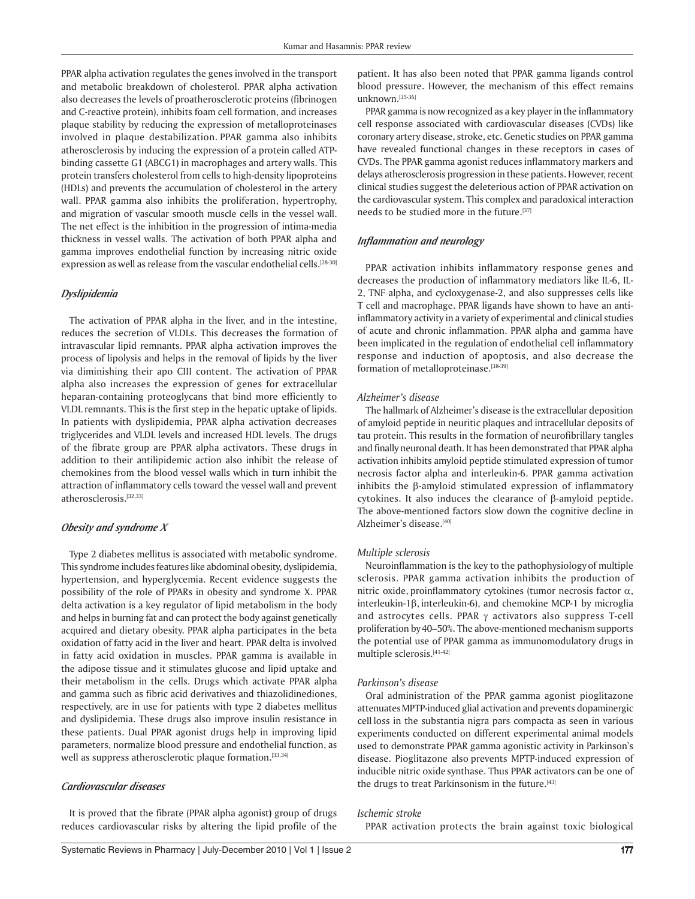PPAR alpha activation regulates the genes involved in the transport and metabolic breakdown of cholesterol. PPAR alpha activation also decreases the levels of proatherosclerotic proteins (fibrinogen and C-reactive protein), inhibits foam cell formation, and increases plaque stability by reducing the expression of metalloproteinases involved in plaque destabilization. PPAR gamma also inhibits atherosclerosis by inducing the expression of a protein called ATP-binding cassette G1 (ABCG1) in macrophages and artery walls. This protein transfers cholesterol from cells to high-density lipoproteins (HDLs) and prevents the accumulation of cholesterol in the artery wall. PPAR gamma also inhibits the proliferation, hypertrophy, and migration of vascular smooth muscle cells in the vessel wall. The net effect is the inhibition in the progression of intima-media thickness in vessel walls. The activation of both PPAR alpha and gamma improves endothelial function by increasing nitric oxide expression as well as release from the vascular endothelial cells.[28-30]

### *Dyslipidemia*

The activation of PPAR alpha in the liver, and in the intestine, reduces the secretion of VLDLs. This decreases the formation of intravascular lipid remnants. PPAR alpha activation improves the process of lipolysis and helps in the removal of lipids by the liver via diminishing their apo CIII content. The activation of PPAR alpha also increases the expression of genes for extracellular heparan-containing proteoglycans that bind more efficiently to VLDL remnants. This is the first step in the hepatic uptake of lipids. In patients with dyslipidemia, PPAR alpha activation decreases triglycerides and VLDL levels and increased HDL levels. The drugs of the fibrate group are PPAR alpha activators. These drugs in addition to their antilipidemic action also inhibit the release of chemokines from the blood vessel walls which in turn inhibit the attraction of inflammatory cells toward the vessel wall and prevent atherosclerosis.[32,33]

### *Obesity and syndrome X*

Type 2 diabetes mellitus is associated with metabolic syndrome. This syndrome includes features like abdominal obesity, dyslipidemia, hypertension, and hyperglycemia. Recent evidence suggests the possibility of the role of PPARs in obesity and syndrome X. PPAR delta activation is a key regulator of lipid metabolism in the body and helps in burning fat and can protect the body against genetically acquired and dietary obesity. PPAR alpha participates in the beta oxidation of fatty acid in the liver and heart. PPAR delta is involved in fatty acid oxidation in muscles. PPAR gamma is available in the adipose tissue and it stimulates glucose and lipid uptake and their metabolism in the cells. Drugs which activate PPAR alpha and gamma such as fibric acid derivatives and thiazolidinediones, respectively, are in use for patients with type 2 diabetes mellitus and dyslipidemia. These drugs also improve insulin resistance in these patients. Dual PPAR agonist drugs help in improving lipid parameters, normalize blood pressure and endothelial function, as well as suppress atherosclerotic plaque formation.[33,34]

### *Cardiovascular diseases*

It is proved that the fibrate (PPAR alpha agonist) group of drugs reduces cardiovascular risks by altering the lipid profile of the patient. It has also been noted that PPAR gamma ligands control blood pressure. However, the mechanism of this effect remains unknown.[35-36]

PPAR gamma is now recognized as a key player in the inflammatory cell response associated with cardiovascular diseases (CVDs) like coronary artery disease, stroke, etc. Genetic studies on PPAR gamma have revealed functional changes in these receptors in cases of CVDs. The PPAR gamma agonist reduces inflammatory markers and delays atherosclerosis progression in these patients. However, recent clinical studies suggest the deleterious action of PPAR activation on the cardiovascular system. This complex and paradoxical interaction needs to be studied more in the future.[37]

### *Inflammation and neurology*

PPAR activation inhibits inflammatory response genes and decreases the production of inflammatory mediators like IL-6, IL-2, TNF alpha, and cycloxygenase-2, and also suppresses cells like T cell and macrophage. PPAR ligands have shown to have an anti-inflammatory activity in a variety of experimental and clinical studies of acute and chronic inflammation. PPAR alpha and gamma have been implicated in the regulation of endothelial cell inflammatory response and induction of apoptosis, and also decrease the formation of metalloproteinase.[38-39]

#### *Alzheimer's disease*

The hallmark of Alzheimer's disease is the extracellular deposition of amyloid peptide in neuritic plaques and intracellular deposits of tau protein. This results in the formation of neurofibrillary tangles and finally neuronal death. It has been demonstrated that PPAR alpha activation inhibits amyloid peptide stimulated expression of tumor necrosis factor alpha and interleukin-6. PPAR gamma activation inhibits the $\beta$-amyloid stimulated expression of inflammatory cytokines. It also induces the clearance of $\beta$-amyloid peptide. The above-mentioned factors slow down the cognitive decline in Alzheimer's disease.[40]

#### *Multiple sclerosis*

Neuroinflammation is the key to the pathophysiology of multiple sclerosis. PPAR gamma activation inhibits the production of nitric oxide, proinflammatory cytokines (tumor necrosis factor $\alpha$, interleukin-1$\beta$, interleukin-6), and chemokine MCP-1 by microglia and astrocytes cells. PPAR $\gamma$ activators also suppress T-cell proliferation by 40–50%. The above-mentioned mechanism supports the potential use of PPAR gamma as immunomodulatory drugs in multiple sclerosis.[41-42]

#### *Parkinson's disease*

Oral administration of the PPAR gamma agonist pioglitazone attenuates MPTP-induced glial activation and prevents dopaminergic cell loss in the substantia nigra pars compacta as seen in various experiments conducted on different experimental animal models used to demonstrate PPAR gamma agonistic activity in Parkinson's disease. Pioglitazone also prevents MPTP-induced expression of inducible nitric oxide synthase. Thus PPAR activators can be one of the drugs to treat Parkinsonism in the future.[43]

#### *Ischemic stroke*

PPAR activation protects the brain against toxic biological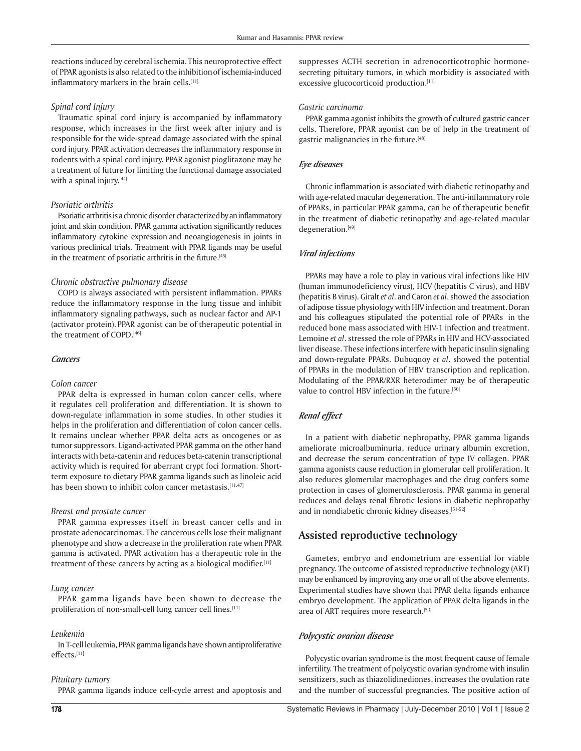reactions induced by cerebral ischemia. This neuroprotective effect of PPAR agonists is also related to the inhibition of ischemia-induced inflammatory markers in the brain cells.[11]

### *Spinal cord Injury*

Traumatic spinal cord injury is accompanied by inflammatory response, which increases in the first week after injury and is responsible for the wide-spread damage associated with the spinal cord injury. PPAR activation decreases the inflammatory response in rodents with a spinal cord injury. PPAR agonist pioglitazone may be a treatment of future for limiting the functional damage associated with a spinal injury.[44]

### *Psoriatic arthritis*

Psoriatic arthritis is a chronic disorder characterized by an inflammatory joint and skin condition. PPAR gamma activation significantly reduces inflammatory cytokine expression and neoangiogenesis in joints in various preclinical trials. Treatment with PPAR ligands may be useful in the treatment of psoriatic arthritis in the future.[45]

### *Chronic obstructive pulmonary disease*

COPD is always associated with persistent inflammation. PPARs reduce the inflammatory response in the lung tissue and inhibit inflammatory signaling pathways, such as nuclear factor and AP-1 (activator protein). PPAR agonist can be of therapeutic potential in the treatment of COPD.[46]

### *Cancers*

### *Colon cancer*

PPAR delta is expressed in human colon cancer cells, where it regulates cell proliferation and differentiation. It is shown to down-regulate inflammation in some studies. In other studies it helps in the proliferation and differentiation of colon cancer cells. It remains unclear whether PPAR delta acts as oncogenes or as tumor suppressors. Ligand-activated PPAR gamma on the other hand interacts with beta-catenin and reduces beta-catenin transcriptional activity which is required for aberrant crypt foci formation. Short-term exposure to dietary PPAR gamma ligands such as linoleic acid has been shown to inhibit colon cancer metastasis.[11,47]

### *Breast and prostate cancer*

PPAR gamma expresses itself in breast cancer cells and in prostate adenocarcinomas. The cancerous cells lose their malignant phenotype and show a decrease in the proliferation rate when PPAR gamma is activated. PPAR activation has a therapeutic role in the treatment of these cancers by acting as a biological modifier.[11]

### *Lung cancer*

PPAR gamma ligands have been shown to decrease the proliferation of non-small-cell lung cancer cell lines.[11]

### *Leukemia*

In T-cell leukemia, PPAR gamma ligands have shown antiproliferative effects.[11]

### *Pituitary tumors*

PPAR gamma ligands induce cell-cycle arrest and apoptosis and suppresses ACTH secretion in adrenocorticotrophic hormone-secreting pituitary tumors, in which morbidity is associated with excessive glucocorticoid production.[11]

### *Gastric carcinoma*

PPAR gamma agonist inhibits the growth of cultured gastric cancer cells. Therefore, PPAR agonist can be of help in the treatment of gastric malignancies in the future.[48]

### *Eye diseases*

Chronic inflammation is associated with diabetic retinopathy and with age-related macular degeneration. The anti-inflammatory role of PPARs, in particular PPAR gamma, can be of therapeutic benefit in the treatment of diabetic retinopathy and age-related macular degeneration.[49]

### *Viral infections*

PPARs may have a role to play in various viral infections like HIV (human immunodeficiency virus), HCV (hepatitis C virus), and HBV (hepatitis B virus). Giralt *et al*. and Caron *et al*. showed the association of adipose tissue physiology with HIV infection and treatment. Doran and his colleagues stipulated the potential role of PPARs in the reduced bone mass associated with HIV-1 infection and treatment. Lemoine *et al*. stressed the role of PPARs in HIV and HCV-associated liver disease. These infections interfere with hepatic insulin signaling and down-regulate PPARs. Dubuquoy *et al*. showed the potential of PPARs in the modulation of HBV transcription and replication. Modulating of the PPAR/RXR heterodimer may be of therapeutic value to control HBV infection in the future.[50]

### *Renal effect*

In a patient with diabetic nephropathy, PPAR gamma ligands ameliorate microalbuminuria, reduce urinary albumin excretion, and decrease the serum concentration of type IV collagen. PPAR gamma agonists cause reduction in glomerular cell proliferation. It also reduces glomerular macrophages and the drug confers some protection in cases of glomerulosclerosis. PPAR gamma in general reduces and delays renal fibrotic lesions in diabetic nephropathy and in nondiabetic chronic kidney diseases.[51-52]

## Assisted reproductive technology

Gametes, embryo and endometrium are essential for viable pregnancy. The outcome of assisted reproductive technology (ART) may be enhanced by improving any one or all of the above elements. Experimental studies have shown that PPAR delta ligands enhance embryo development. The application of PPAR delta ligands in the area of ART requires more research.[53]

### *Polycystic ovarian disease*

Polycystic ovarian syndrome is the most frequent cause of female infertility. The treatment of polycystic ovarian syndrome with insulin sensitizers, such as thiazolidinediones, increases the ovulation rate and the number of successful pregnancies. The positive action of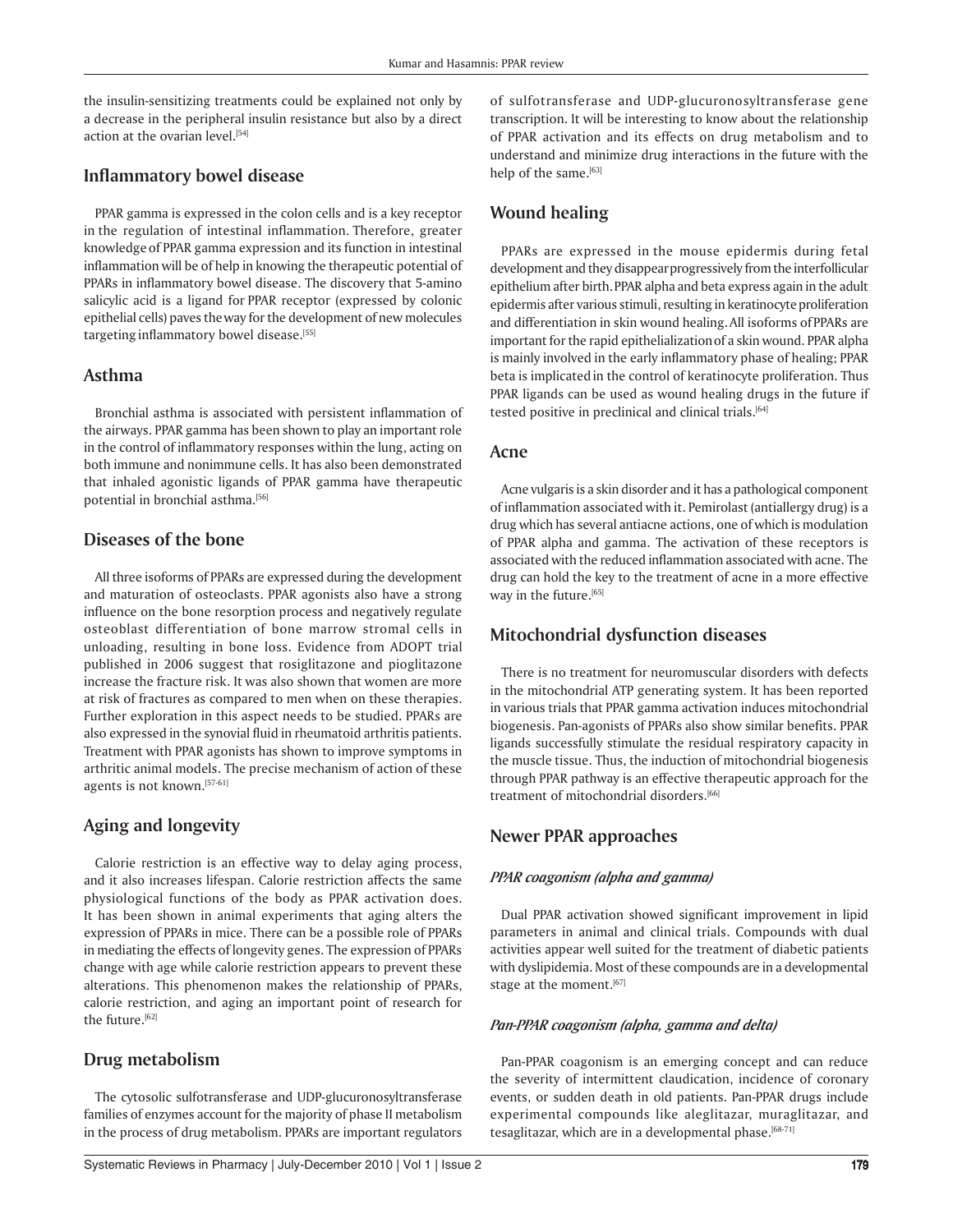the insulin-sensitizing treatments could be explained not only by a decrease in the peripheral insulin resistance but also by a direct action at the ovarian level.[54]

## Inflammatory bowel disease

PPAR gamma is expressed in the colon cells and is a key receptor in the regulation of intestinal inflammation. Therefore, greater knowledge of PPAR gamma expression and its function in intestinal inflammation will be of help in knowing the therapeutic potential of PPARs in inflammatory bowel disease. The discovery that 5-amino salicylic acid is a ligand for PPAR receptor (expressed by colonic epithelial cells) paves the way for the development of new molecules targeting inflammatory bowel disease.[55]

## Asthma

Bronchial asthma is associated with persistent inflammation of the airways. PPAR gamma has been shown to play an important role in the control of inflammatory responses within the lung, acting on both immune and nonimmune cells. It has also been demonstrated that inhaled agonistic ligands of PPAR gamma have therapeutic potential in bronchial asthma.[56]

## Diseases of the bone

All three isoforms of PPARs are expressed during the development and maturation of osteoclasts. PPAR agonists also have a strong influence on the bone resorption process and negatively regulate osteoblast differentiation of bone marrow stromal cells in unloading, resulting in bone loss. Evidence from ADOPT trial published in 2006 suggest that rosiglitazone and pioglitazone increase the fracture risk. It was also shown that women are more at risk of fractures as compared to men when on these therapies. Further exploration in this aspect needs to be studied. PPARs are also expressed in the synovial fluid in rheumatoid arthritis patients. Treatment with PPAR agonists has shown to improve symptoms in arthritic animal models. The precise mechanism of action of these agents is not known.[57-61]

## Aging and longevity

Calorie restriction is an effective way to delay aging process, and it also increases lifespan. Calorie restriction affects the same physiological functions of the body as PPAR activation does. It has been shown in animal experiments that aging alters the expression of PPARs in mice. There can be a possible role of PPARs in mediating the effects of longevity genes. The expression of PPARs change with age while calorie restriction appears to prevent these alterations. This phenomenon makes the relationship of PPARs, calorie restriction, and aging an important point of research for the future.[62]

## Drug metabolism

The cytosolic sulfotransferase and UDP-glucuronosyltransferase families of enzymes account for the majority of phase II metabolism in the process of drug metabolism. PPARs are important regulators of sulfotransferase and UDP-glucuronosyltransferase gene transcription. It will be interesting to know about the relationship of PPAR activation and its effects on drug metabolism and to understand and minimize drug interactions in the future with the help of the same.[63]

## Wound healing

PPARs are expressed in the mouse epidermis during fetal development and they disappear progressively from the interfollicular epithelium after birth. PPAR alpha and beta express again in the adult epidermis after various stimuli, resulting in keratinocyte proliferation and differentiation in skin wound healing. All isoforms of PPARs are important for the rapid epithelialization of a skin wound. PPAR alpha is mainly involved in the early inflammatory phase of healing; PPAR beta is implicated in the control of keratinocyte proliferation. Thus PPAR ligands can be used as wound healing drugs in the future if tested positive in preclinical and clinical trials.[64]

## Acne

Acne vulgaris is a skin disorder and it has a pathological component of inflammation associated with it. Pemirolast (antiallergy drug) is a drug which has several antiacne actions, one of which is modulation of PPAR alpha and gamma. The activation of these receptors is associated with the reduced inflammation associated with acne. The drug can hold the key to the treatment of acne in a more effective way in the future.[65]

## Mitochondrial dysfunction diseases

There is no treatment for neuromuscular disorders with defects in the mitochondrial ATP generating system. It has been reported in various trials that PPAR gamma activation induces mitochondrial biogenesis. Pan-agonists of PPARs also show similar benefits. PPAR ligands successfully stimulate the residual respiratory capacity in the muscle tissue. Thus, the induction of mitochondrial biogenesis through PPAR pathway is an effective therapeutic approach for the treatment of mitochondrial disorders.[66]

## Newer PPAR approaches

### *PPAR coagonism (alpha and gamma)*

Dual PPAR activation showed significant improvement in lipid parameters in animal and clinical trials. Compounds with dual activities appear well suited for the treatment of diabetic patients with dyslipidemia. Most of these compounds are in a developmental stage at the moment.[67]

### *Pan-PPAR coagonism (alpha, gamma and delta)*

Pan-PPAR coagonism is an emerging concept and can reduce the severity of intermittent claudication, incidence of coronary events, or sudden death in old patients. Pan-PPAR drugs include experimental compounds like aleglitazar, muraglitazar, and tesaglitazar, which are in a developmental phase.[68-71]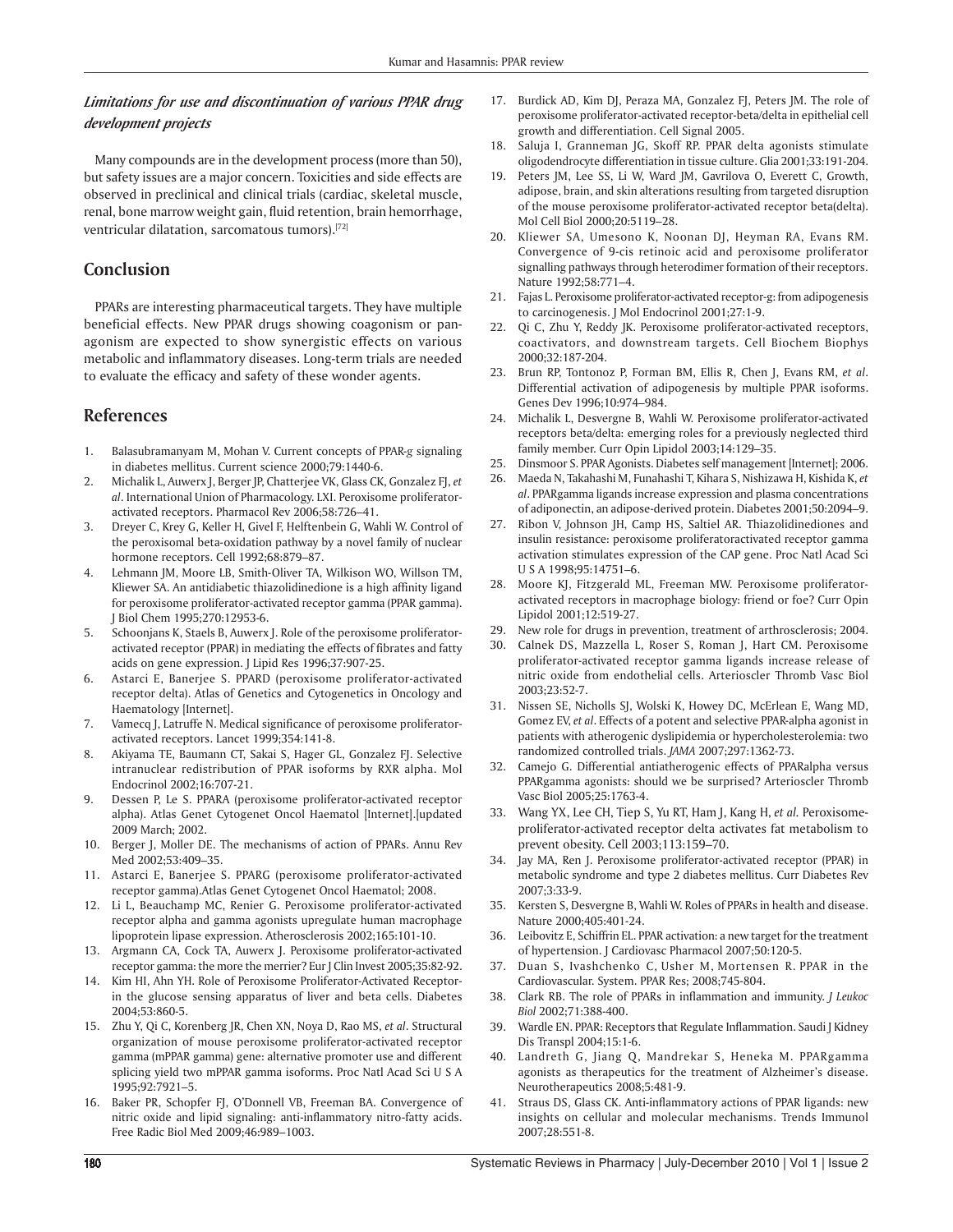### *Limitations for use and discontinuation of various PPAR drug development projects*

Many compounds are in the development process (more than 50), but safety issues are a major concern. Toxicities and side effects are observed in preclinical and clinical trials (cardiac, skeletal muscle, renal, bone marrow weight gain, fluid retention, brain hemorrhage, ventricular dilatation, sarcomatous tumors).[72]

## Conclusion

PPARs are interesting pharmaceutical targets. They have multiple beneficial effects. New PPAR drugs showing coagonism or pan-agonism are expected to show synergistic effects on various metabolic and inflammatory diseases. Long-term trials are needed to evaluate the efficacy and safety of these wonder agents.

## References

1. Balasubramanyam M, Mohan V. Current concepts of PPAR-*g* signaling in diabetes mellitus. Current science 2000;79:1440-6.
2. Michalik L, Auwerx J, Berger JP, Chatterjee VK, Glass CK, Gonzalez FJ, *et al*. International Union of Pharmacology. LXI. Peroxisome proliferator-activated receptors. Pharmacol Rev 2006;58:726–41.
3. Dreyer C, Krey G, Keller H, Givel F, Helftenbein G, Wahli W. Control of the peroxisomal beta-oxidation pathway by a novel family of nuclear hormone receptors. Cell 1992;68:879–87.
4. Lehmann JM, Moore LB, Smith-Oliver TA, Wilkison WO, Willson TM, Kliewer SA. An antidiabetic thiazolidinedione is a high affinity ligand for peroxisome proliferator-activated receptor gamma (PPAR gamma). J Biol Chem 1995;270:12953-6.
5. Schoonjans K, Staels B, Auwerx J. Role of the peroxisome proliferator-activated receptor (PPAR) in mediating the effects of fibrates and fatty acids on gene expression. J Lipid Res 1996;37:907-25.
6. Astarci E, Banerjee S. PPARD (peroxisome proliferator-activated receptor delta). Atlas of Genetics and Cytogenetics in Oncology and Haematology [Internet].
7. Vamecq J, Latruffe N. Medical significance of peroxisome proliferator-activated receptors. Lancet 1999;354:141-8.
8. Akiyama TE, Baumann CT, Sakai S, Hager GL, Gonzalez FJ. Selective intranuclear redistribution of PPAR isoforms by RXR alpha. Mol Endocrinol 2002;16:707-21.
9. Dessen P, Le S. PPARA (peroxisome proliferator-activated receptor alpha). Atlas Genet Cytogenet Oncol Haematol [Internet].[updated 2009 March; 2002.
10. Berger J, Moller DE. The mechanisms of action of PPARs. Annu Rev Med 2002;53:409–35.
11. Astarci E, Banerjee S. PPARG (peroxisome proliferator-activated receptor gamma).Atlas Genet Cytogenet Oncol Haematol; 2008.
12. Li L, Beauchamp MC, Renier G. Peroxisome proliferator-activated receptor alpha and gamma agonists upregulate human macrophage lipoprotein lipase expression. Atherosclerosis 2002;165:101-10.
13. Argmann CA, Cock TA, Auwerx J. Peroxisome proliferator-activated receptor gamma: the more the merrier? Eur J Clin Invest 2005;35:82-92.
14. Kim HI, Ahn YH. Role of Peroxisome Proliferator-Activated Receptor-in the glucose sensing apparatus of liver and beta cells. Diabetes 2004;53:860-5.
15. Zhu Y, Qi C, Korenberg JR, Chen XN, Noya D, Rao MS, *et al*. Structural organization of mouse peroxisome proliferator-activated receptor gamma (mPPAR gamma) gene: alternative promoter use and different splicing yield two mPPAR gamma isoforms. Proc Natl Acad Sci U S A 1995;92:7921–5.
16. Baker PR, Schopfer FJ, O'Donnell VB, Freeman BA. Convergence of nitric oxide and lipid signaling: anti-inflammatory nitro-fatty acids. Free Radic Biol Med 2009;46:989–1003.
17. Burdick AD, Kim DJ, Peraza MA, Gonzalez FJ, Peters JM. The role of peroxisome proliferator-activated receptor-beta/delta in epithelial cell growth and differentiation. Cell Signal 2005.
18. Saluja I, Granneman JG, Skoff RP. PPAR delta agonists stimulate oligodendrocyte differentiation in tissue culture. Glia 2001;33:191-204.
19. Peters JM, Lee SS, Li W, Ward JM, Gavrilova O, Everett C, Growth, adipose, brain, and skin alterations resulting from targeted disruption of the mouse peroxisome proliferator-activated receptor beta(delta). Mol Cell Biol 2000;20:5119–28.
20. Kliewer SA, Umesono K, Noonan DJ, Heyman RA, Evans RM. Convergence of 9-cis retinoic acid and peroxisome proliferator signalling pathways through heterodimer formation of their receptors. Nature 1992;58:771–4.
21. Fajas L. Peroxisome proliferator-activated receptor-g: from adipogenesis to carcinogenesis. J Mol Endocrinol 2001;27:1-9.
22. Qi C, Zhu Y, Reddy JK. Peroxisome proliferator-activated receptors, coactivators, and downstream targets. Cell Biochem Biophys 2000;32:187-204.
23. Brun RP, Tontonoz P, Forman BM, Ellis R, Chen J, Evans RM, *et al*. Differential activation of adipogenesis by multiple PPAR isoforms. Genes Dev 1996;10:974–984.
24. Michalik L, Desvergne B, Wahli W. Peroxisome proliferator-activated receptors beta/delta: emerging roles for a previously neglected third family member. Curr Opin Lipidol 2003;14:129–35.
25. Dinsmoor S. PPAR Agonists. Diabetes self management [Internet]; 2006.
26. Maeda N, Takahashi M, Funahashi T, Kihara S, Nishizawa H, Kishida K, *et al*. PPARgamma ligands increase expression and plasma concentrations of adiponectin, an adipose-derived protein. Diabetes 2001;50:2094–9.
27. Ribon V, Johnson JH, Camp HS, Saltiel AR. Thiazolidinediones and insulin resistance: peroxisome proliferatoractivated receptor gamma activation stimulates expression of the CAP gene. Proc Natl Acad Sci U S A 1998;95:14751–6.
28. Moore KJ, Fitzgerald ML, Freeman MW. Peroxisome proliferator-activated receptors in macrophage biology: friend or foe? Curr Opin Lipidol 2001;12:519-27.
29. New role for drugs in prevention, treatment of arthrosclerosis; 2004.
30. Calnek DS, Mazzella L, Roser S, Roman J, Hart CM. Peroxisome proliferator-activated receptor gamma ligands increase release of nitric oxide from endothelial cells. Arterioscler Thromb Vasc Biol 2003;23:52-7.
31. Nissen SE, Nicholls SJ, Wolski K, Howey DC, McErlean E, Wang MD, Gomez EV, *et al*. Effects of a potent and selective PPAR-alpha agonist in patients with atherogenic dyslipidemia or hypercholesterolemia: two randomized controlled trials. *JAMA* 2007;297:1362-73.
32. Camejo G. Differential antiatherogenic effects of PPARalpha versus PPARgamma agonists: should we be surprised? Arterioscler Thromb Vasc Biol 2005;25:1763-4.
33. Wang YX, Lee CH, Tiep S, Yu RT, Ham J, Kang H, *et al.* Peroxisome-proliferator-activated receptor delta activates fat metabolism to prevent obesity. Cell 2003;113:159–70.
34. Jay MA, Ren J. Peroxisome proliferator-activated receptor (PPAR) in metabolic syndrome and type 2 diabetes mellitus. Curr Diabetes Rev 2007;3:33-9.
35. Kersten S, Desvergne B, Wahli W. Roles of PPARs in health and disease. Nature 2000;405:401-24.
36. Leibovitz E, Schiffrin EL. PPAR activation: a new target for the treatment of hypertension. J Cardiovasc Pharmacol 2007;50:120-5.
37. Duan S, Ivashchenko C, Usher M, Mortensen R. PPAR in the Cardiovascular. System. PPAR Res; 2008;745-804.
38. Clark RB. The role of PPARs in inflammation and immunity. *J Leukoc Biol* 2002;71:388-400.
39. Wardle EN. PPAR: Receptors that Regulate Inflammation. Saudi J Kidney Dis Transpl 2004;15:1-6.
40. Landreth G, Jiang Q, Mandrekar S, Heneka M. PPARgamma agonists as therapeutics for the treatment of Alzheimer's disease. Neurotherapeutics 2008;5:481-9.
41. Straus DS, Glass CK. Anti-inflammatory actions of PPAR ligands: new insights on cellular and molecular mechanisms. Trends Immunol 2007;28:551-8.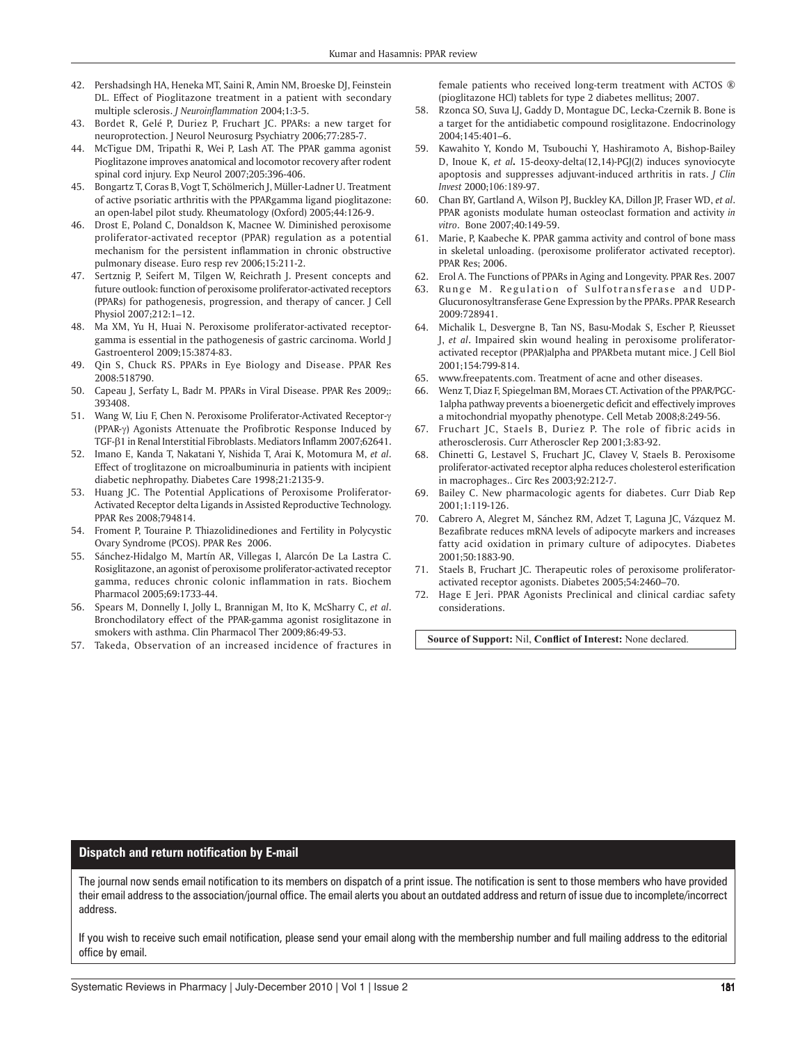42. Pershadsingh HA, Heneka MT, Saini R, Amin NM, Broeske DJ, Feinstein DL. Effect of Pioglitazone treatment in a patient with secondary multiple sclerosis. *J Neuroinflammation* 2004;1:3-5.
43. Bordet R, Gelé P, Duriez P, Fruchart JC. PPARs: a new target for neuroprotection. J Neurol Neurosurg Psychiatry 2006;77:285-7.
44. McTigue DM, Tripathi R, Wei P, Lash AT. The PPAR gamma agonist Pioglitazone improves anatomical and locomotor recovery after rodent spinal cord injury. Exp Neurol 2007;205:396-406.
45. Bongartz T, Coras B, Vogt T, Schölmerich J, Müller-Ladner U. Treatment of active psoriatic arthritis with the PPARgamma ligand pioglitazone: an open-label pilot study. Rheumatology (Oxford) 2005;44:126-9.
46. Drost E, Poland C, Donaldson K, Macnee W. Diminished peroxisome proliferator-activated receptor (PPAR) regulation as a potential mechanism for the persistent inflammation in chronic obstructive pulmonary disease. Euro resp rev 2006;15:211-2.
47. Sertznig P, Seifert M, Tilgen W, Reichrath J. Present concepts and future outlook: function of peroxisome proliferator-activated receptors (PPARs) for pathogenesis, progression, and therapy of cancer. J Cell Physiol 2007;212:1–12.
48. Ma XM, Yu H, Huai N. Peroxisome proliferator-activated receptor-gamma is essential in the pathogenesis of gastric carcinoma. World J Gastroenterol 2009;15:3874-83.
49. Qin S, Chuck RS. PPARs in Eye Biology and Disease. PPAR Res 2008:518790.
50. Capeau J, Serfaty L, Badr M. PPARs in Viral Disease. PPAR Res 2009;: 393408.
51. Wang W, Liu F, Chen N. Peroxisome Proliferator-Activated Receptor-γ (PPAR-γ) Agonists Attenuate the Profibrotic Response Induced by TGF-β1 in Renal Interstitial Fibroblasts. Mediators Inflamm 2007;62641.
52. Imano E, Kanda T, Nakatani Y, Nishida T, Arai K, Motomura M, *et al*. Effect of troglitazone on microalbuminuria in patients with incipient diabetic nephropathy. Diabetes Care 1998;21:2135-9.
53. Huang JC. The Potential Applications of Peroxisome Proliferator-Activated Receptor delta Ligands in Assisted Reproductive Technology. PPAR Res 2008;794814.
54. Froment P, Touraine P. Thiazolidinediones and Fertility in Polycystic Ovary Syndrome (PCOS). PPAR Res 2006.
55. Sánchez-Hidalgo M, Martín AR, Villegas I, Alarcón De La Lastra C. Rosiglitazone, an agonist of peroxisome proliferator-activated receptor gamma, reduces chronic colonic inflammation in rats. Biochem Pharmacol 2005;69:1733-44.
56. Spears M, Donnelly I, Jolly L, Brannigan M, Ito K, McSharry C, *et al*. Bronchodilatory effect of the PPAR-gamma agonist rosiglitazone in smokers with asthma. Clin Pharmacol Ther 2009;86:49-53.
57. Takeda, Observation of an increased incidence of fractures in female patients who received long-term treatment with ACTOS ® (pioglitazone HCl) tablets for type 2 diabetes mellitus; 2007.
58. Rzonca SO, Suva LJ, Gaddy D, Montague DC, Lecka-Czernik B. Bone is a target for the antidiabetic compound rosiglitazone. Endocrinology 2004;145:401–6.
59. Kawahito Y, Kondo M, Tsubouchi Y, Hashiramoto A, Bishop-Bailey D, Inoue K, *et al***.** 15-deoxy-delta(12,14)-PGJ(2) induces synoviocyte apoptosis and suppresses adjuvant-induced arthritis in rats. *J Clin Invest* 2000;106:189-97.
60. Chan BY, Gartland A, Wilson PJ, Buckley KA, Dillon JP, Fraser WD, *et al*. PPAR agonists modulate human osteoclast formation and activity *in vitro*. Bone 2007;40:149-59.
61. Marie, P, Kaabeche K. PPAR gamma activity and control of bone mass in skeletal unloading. (peroxisome proliferator activated receptor). PPAR Res; 2006.
62. Erol A. The Functions of PPARs in Aging and Longevity. PPAR Res. 2007
63. Runge M. Regulation of Sulfotransferase and UDP-Glucuronosyltransferase Gene Expression by the PPARs. PPAR Research 2009:728941.
64. Michalik L, Desvergne B, Tan NS, Basu-Modak S, Escher P, Rieusset J, *et al*. Impaired skin wound healing in peroxisome proliferator-activated receptor (PPAR)alpha and PPARbeta mutant mice. J Cell Biol 2001;154:799-814.
65. www.freepatents.com. Treatment of acne and other diseases.
66. Wenz T, Diaz F, Spiegelman BM, Moraes CT. Activation of the PPAR/PGC-1alpha pathway prevents a bioenergetic deficit and effectively improves a mitochondrial myopathy phenotype. Cell Metab 2008;8:249-56.
67. Fruchart JC, Staels B, Duriez P. The role of fibric acids in atherosclerosis. Curr Atheroscler Rep 2001;3:83-92.
68. Chinetti G, Lestavel S, Fruchart JC, Clavey V, Staels B. Peroxisome proliferator-activated receptor alpha reduces cholesterol esterification in macrophages.. Circ Res 2003;92:212-7.
69. Bailey C. New pharmacologic agents for diabetes. Curr Diab Rep 2001;1:119-126.
70. Cabrero A, Alegret M, Sánchez RM, Adzet T, Laguna JC, Vázquez M. Bezafibrate reduces mRNA levels of adipocyte markers and increases fatty acid oxidation in primary culture of adipocytes. Diabetes 2001;50:1883-90.
71. Staels B, Fruchart JC. Therapeutic roles of peroxisome proliferator-activated receptor agonists. Diabetes 2005;54:2460–70.
72. Hage E Jeri. PPAR Agonists Preclinical and clinical cardiac safety considerations.

**Source of Support:** Nil, **Conflict of Interest:** None declared.

## Dispatch and return notification by E-mail

The journal now sends email notification to its members on dispatch of a print issue. The notification is sent to those members who have provided their email address to the association/journal office. The email alerts you about an outdated address and return of issue due to incomplete/incorrect address.

If you wish to receive such email notification, please send your email along with the membership number and full mailing address to the editorial office by email.